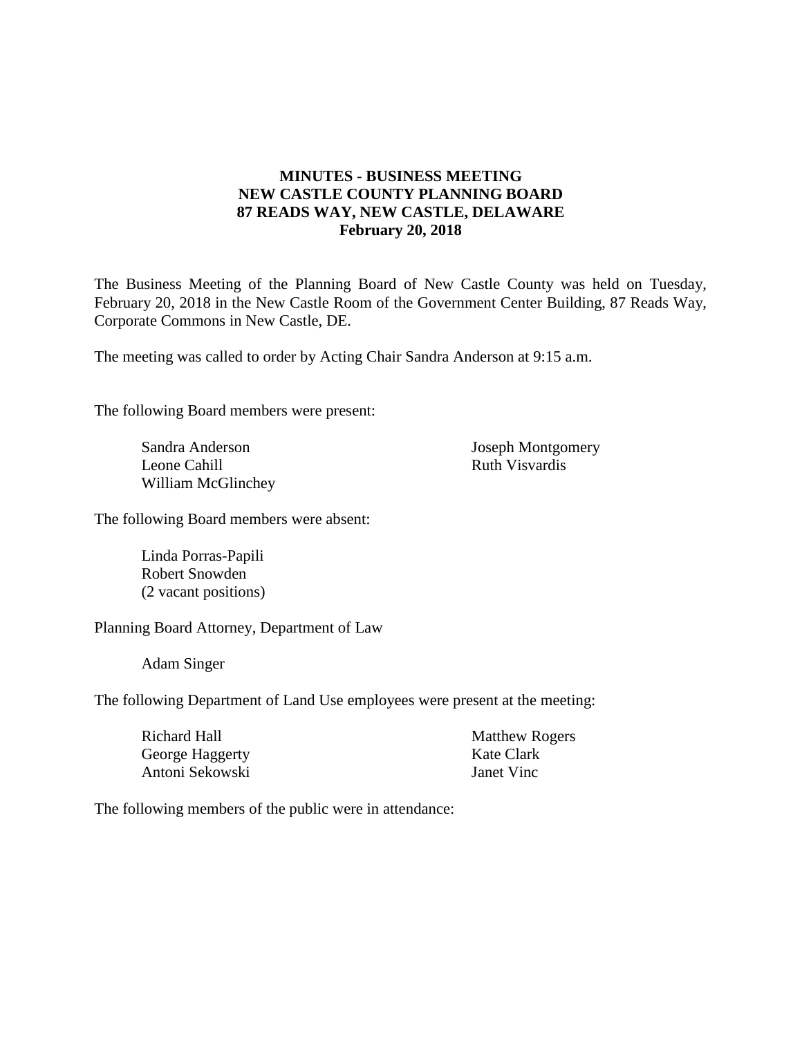**MINUTES - BUSINESS MEETING**
**NEW CASTLE COUNTY PLANNING BOARD**
**87 READS WAY, NEW CASTLE, DELAWARE**
**February 20, 2018**

The Business Meeting of the Planning Board of New Castle County was held on Tuesday, February 20, 2018 in the New Castle Room of the Government Center Building, 87 Reads Way, Corporate Commons in New Castle, DE.

The meeting was called to order by Acting Chair Sandra Anderson at 9:15 a.m.

The following Board members were present:

Sandra Anderson
Leone Cahill
William McGlinchey
Joseph Montgomery
Ruth Visvardis

The following Board members were absent:

Linda Porras-Papili
Robert Snowden
(2 vacant positions)

Planning Board Attorney, Department of Law

Adam Singer

The following Department of Land Use employees were present at the meeting:

Richard Hall
George Haggerty
Antoni Sekowski
Matthew Rogers
Kate Clark
Janet Vinc

The following members of the public were in attendance: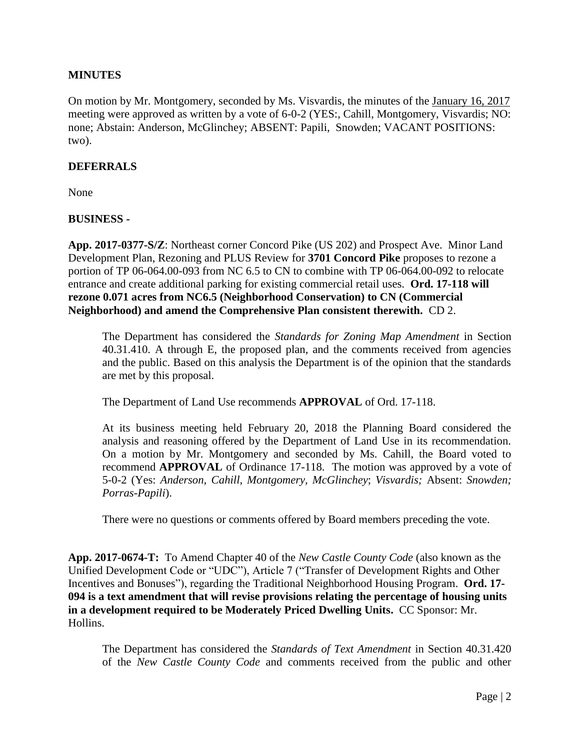**MINUTES**

On motion by Mr. Montgomery, seconded by Ms. Visvardis, the minutes of the January 16, 2017 meeting were approved as written by a vote of 6-0-2 (YES:, Cahill, Montgomery, Visvardis; NO: none; Abstain: Anderson, McGlinchey; ABSENT: Papili, Snowden; VACANT POSITIONS: two).

**DEFERRALS**

None

**BUSINESS -**

**App. 2017-0377-S/Z**: Northeast corner Concord Pike (US 202) and Prospect Ave. Minor Land Development Plan, Rezoning and PLUS Review for **3701 Concord Pike** proposes to rezone a portion of TP 06-064.00-093 from NC 6.5 to CN to combine with TP 06-064.00-092 to relocate entrance and create additional parking for existing commercial retail uses. **Ord. 17-118 will rezone 0.071 acres from NC6.5 (Neighborhood Conservation) to CN (Commercial Neighborhood) and amend the Comprehensive Plan consistent therewith.** CD 2.

> The Department has considered the *Standards for Zoning Map Amendment* in Section 40.31.410. A through E, the proposed plan, and the comments received from agencies and the public. Based on this analysis the Department is of the opinion that the standards are met by this proposal.
>
> The Department of Land Use recommends **APPROVAL** of Ord. 17-118.
>
> At its business meeting held February 20, 2018 the Planning Board considered the analysis and reasoning offered by the Department of Land Use in its recommendation. On a motion by Mr. Montgomery and seconded by Ms. Cahill, the Board voted to recommend **APPROVAL** of Ordinance 17-118. The motion was approved by a vote of 5-0-2 (Yes: *Anderson, Cahill, Montgomery, McGlinchey*; *Visvardis;* Absent: *Snowden; Porras-Papili*).
>
> There were no questions or comments offered by Board members preceding the vote.

**App. 2017-0674-T:** To Amend Chapter 40 of the *New Castle County Code* (also known as the Unified Development Code or "UDC"), Article 7 ("Transfer of Development Rights and Other Incentives and Bonuses"), regarding the Traditional Neighborhood Housing Program. **Ord. 17-094 is a text amendment that will revise provisions relating the percentage of housing units in a development required to be Moderately Priced Dwelling Units.** CC Sponsor: Mr. Hollins.

> The Department has considered the *Standards of Text Amendment* in Section 40.31.420 of the *New Castle County Code* and comments received from the public and other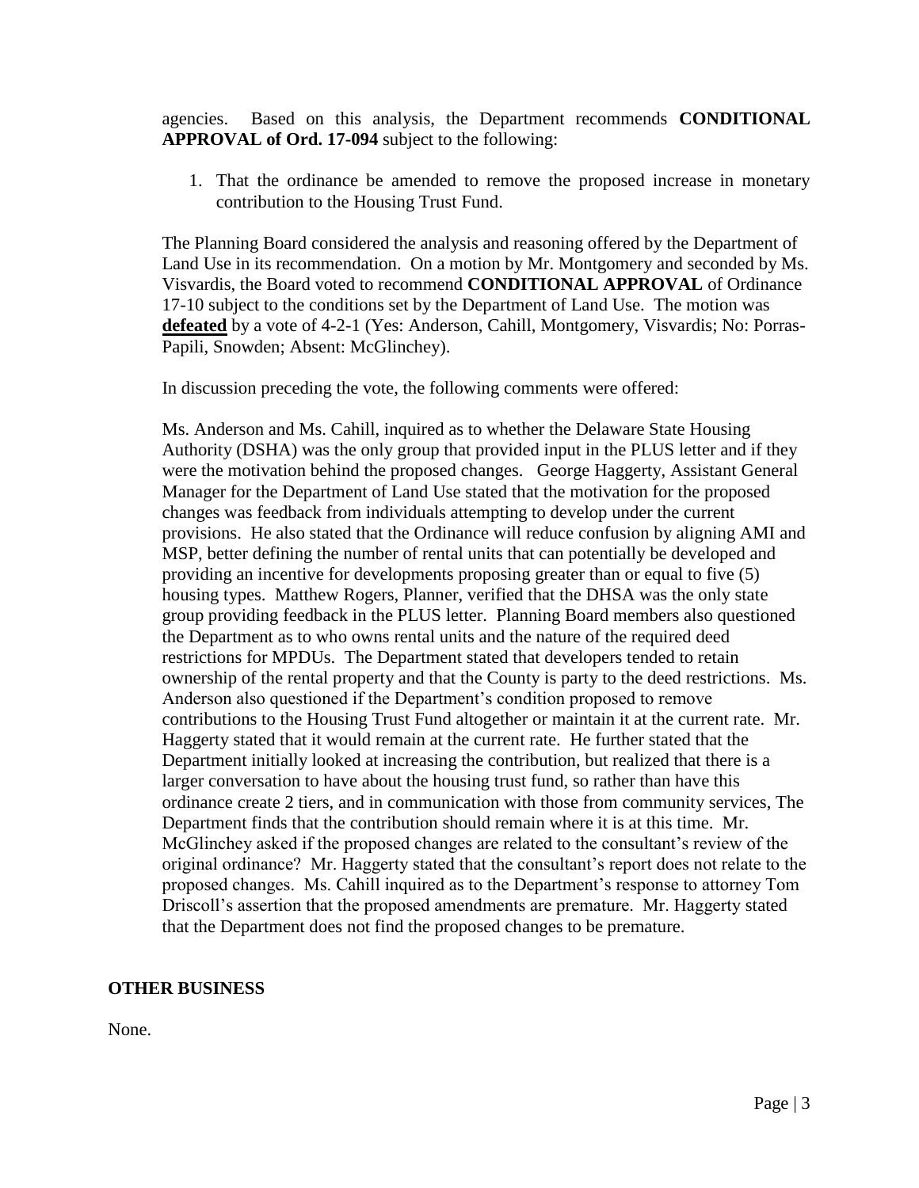agencies. Based on this analysis, the Department recommends **CONDITIONAL APPROVAL of Ord. 17-094** subject to the following:

1. That the ordinance be amended to remove the proposed increase in monetary contribution to the Housing Trust Fund.

The Planning Board considered the analysis and reasoning offered by the Department of Land Use in its recommendation. On a motion by Mr. Montgomery and seconded by Ms. Visvardis, the Board voted to recommend **CONDITIONAL APPROVAL** of Ordinance 17-10 subject to the conditions set by the Department of Land Use. The motion was **defeated** by a vote of 4-2-1 (Yes: Anderson, Cahill, Montgomery, Visvardis; No: Porras-Papili, Snowden; Absent: McGlinchey).

In discussion preceding the vote, the following comments were offered:

Ms. Anderson and Ms. Cahill, inquired as to whether the Delaware State Housing Authority (DSHA) was the only group that provided input in the PLUS letter and if they were the motivation behind the proposed changes. George Haggerty, Assistant General Manager for the Department of Land Use stated that the motivation for the proposed changes was feedback from individuals attempting to develop under the current provisions. He also stated that the Ordinance will reduce confusion by aligning AMI and MSP, better defining the number of rental units that can potentially be developed and providing an incentive for developments proposing greater than or equal to five (5) housing types. Matthew Rogers, Planner, verified that the DHSA was the only state group providing feedback in the PLUS letter. Planning Board members also questioned the Department as to who owns rental units and the nature of the required deed restrictions for MPDUs. The Department stated that developers tended to retain ownership of the rental property and that the County is party to the deed restrictions. Ms. Anderson also questioned if the Department's condition proposed to remove contributions to the Housing Trust Fund altogether or maintain it at the current rate. Mr. Haggerty stated that it would remain at the current rate. He further stated that the Department initially looked at increasing the contribution, but realized that there is a larger conversation to have about the housing trust fund, so rather than have this ordinance create 2 tiers, and in communication with those from community services, The Department finds that the contribution should remain where it is at this time. Mr. McGlinchey asked if the proposed changes are related to the consultant's review of the original ordinance? Mr. Haggerty stated that the consultant's report does not relate to the proposed changes. Ms. Cahill inquired as to the Department's response to attorney Tom Driscoll's assertion that the proposed amendments are premature. Mr. Haggerty stated that the Department does not find the proposed changes to be premature.

## OTHER BUSINESS

None.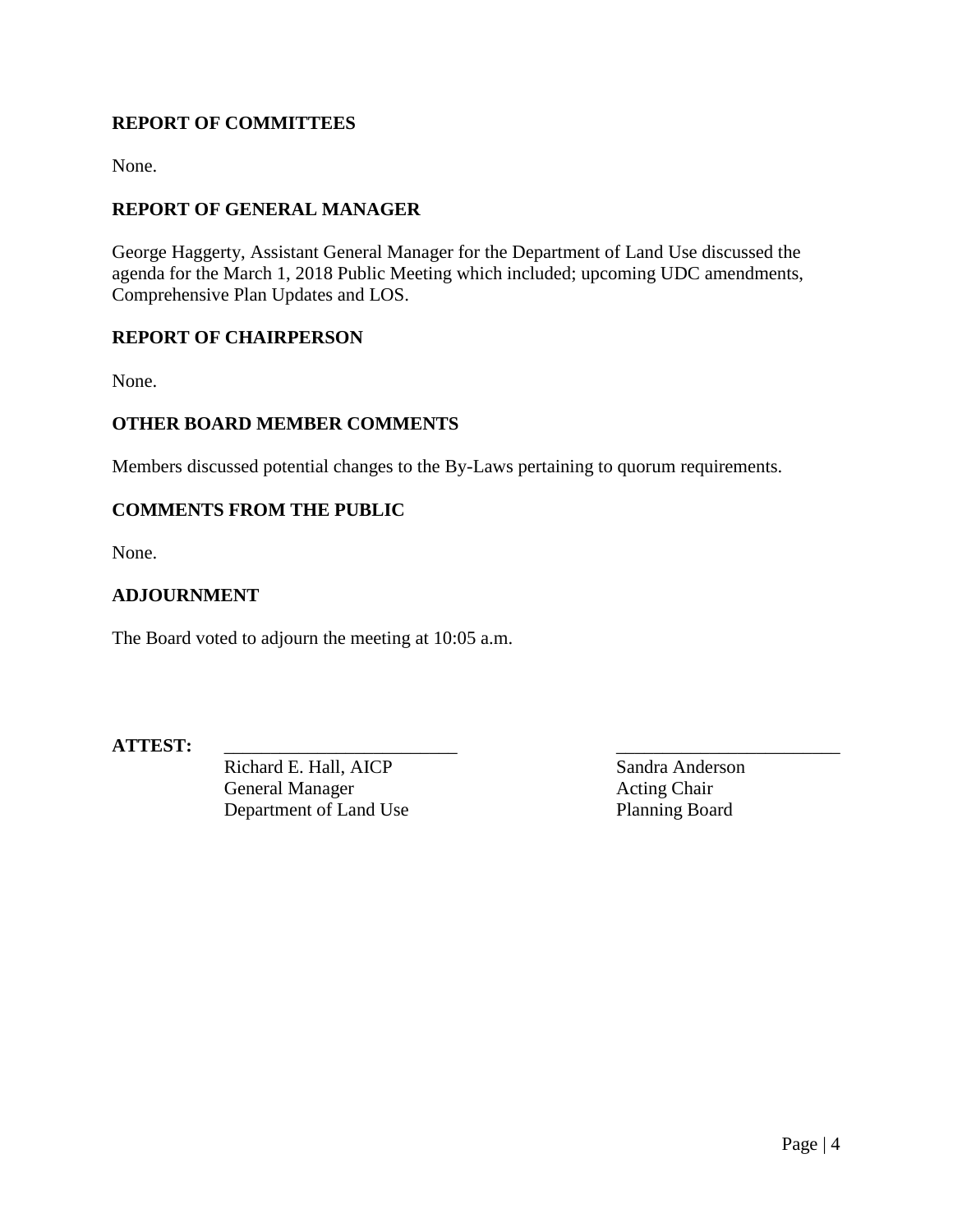**REPORT OF COMMITTEES**

None.

**REPORT OF GENERAL MANAGER**

George Haggerty, Assistant General Manager for the Department of Land Use discussed the agenda for the March 1, 2018 Public Meeting which included; upcoming UDC amendments, Comprehensive Plan Updates and LOS.

**REPORT OF CHAIRPERSON**

None.

**OTHER BOARD MEMBER COMMENTS**

Members discussed potential changes to the By-Laws pertaining to quorum requirements.

**COMMENTS FROM THE PUBLIC**

None.

**ADJOURNMENT**

The Board voted to adjourn the meeting at 10:05 a.m.

**ATTEST:** \_\_\_\_\_\_\_\_\_\_\_\_\_\_\_\_\_\_\_\_\_\_\_\_\_ \_\_\_\_\_\_\_\_\_\_\_\_\_\_\_\_\_\_\_\_\_\_\_\_\_

Richard E. Hall, AICP
General Manager
Department of Land Use

Sandra Anderson
Acting Chair
Planning Board